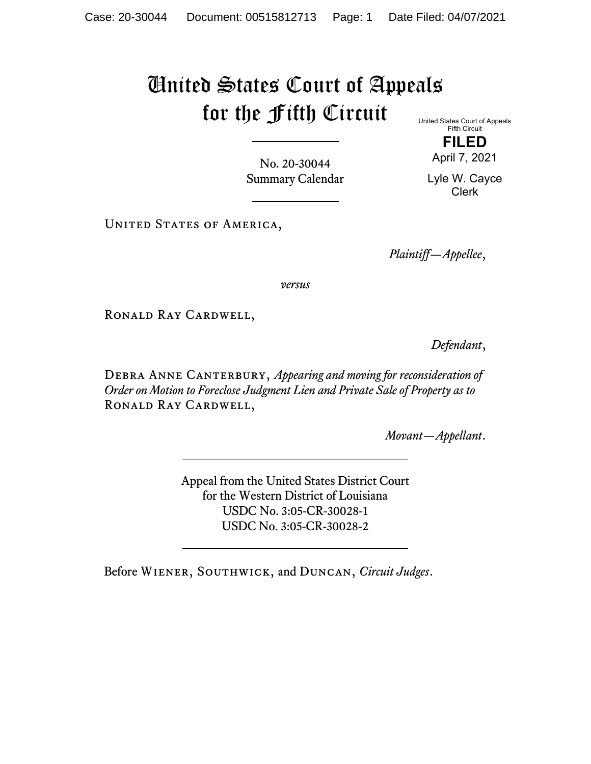# United States Court of Appeals for the Fifth Circuit

United States Court of Appeals
Fifth Circuit

**FILED**

April 7, 2021

Lyle W. Cayce
Clerk

No. 20-30044
Summary Calendar

United States of America,

*Plaintiff—Appellee*,

*versus*

Ronald Ray Cardwell,

*Defendant*,

Debra Anne Canterbury, *Appearing and moving for reconsideration of Order on Motion to Foreclose Judgment Lien and Private Sale of Property as to* Ronald Ray Cardwell,

*Movant—Appellant*.

Appeal from the United States District Court
for the Western District of Louisiana
USDC No. 3:05-CR-30028-1
USDC No. 3:05-CR-30028-2

Before Wiener, Southwick, and Duncan, *Circuit Judges*.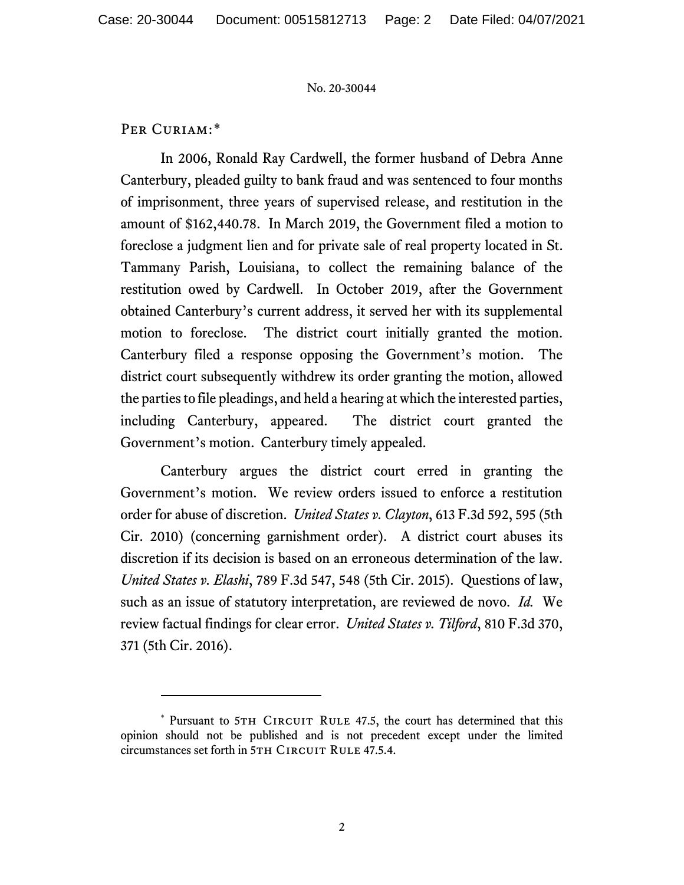Per Curiam:[*]

In 2006, Ronald Ray Cardwell, the former husband of Debra Anne Canterbury, pleaded guilty to bank fraud and was sentenced to four months of imprisonment, three years of supervised release, and restitution in the amount of $162,440.78. In March 2019, the Government filed a motion to foreclose a judgment lien and for private sale of real property located in St. Tammany Parish, Louisiana, to collect the remaining balance of the restitution owed by Cardwell. In October 2019, after the Government obtained Canterbury's current address, it served her with its supplemental motion to foreclose. The district court initially granted the motion. Canterbury filed a response opposing the Government's motion. The district court subsequently withdrew its order granting the motion, allowed the parties to file pleadings, and held a hearing at which the interested parties, including Canterbury, appeared. The district court granted the Government's motion. Canterbury timely appealed.

Canterbury argues the district court erred in granting the Government's motion. We review orders issued to enforce a restitution order for abuse of discretion. *United States v. Clayton*, 613 F.3d 592, 595 (5th Cir. 2010) (concerning garnishment order). A district court abuses its discretion if its decision is based on an erroneous determination of the law. *United States v. Elashi*, 789 F.3d 547, 548 (5th Cir. 2015). Questions of law, such as an issue of statutory interpretation, are reviewed de novo. *Id.* We review factual findings for clear error. *United States v. Tilford*, 810 F.3d 370, 371 (5th Cir. 2016).

---

[*] Pursuant to 5th Circuit Rule 47.5, the court has determined that this opinion should not be published and is not precedent except under the limited circumstances set forth in 5th Circuit Rule 47.5.4.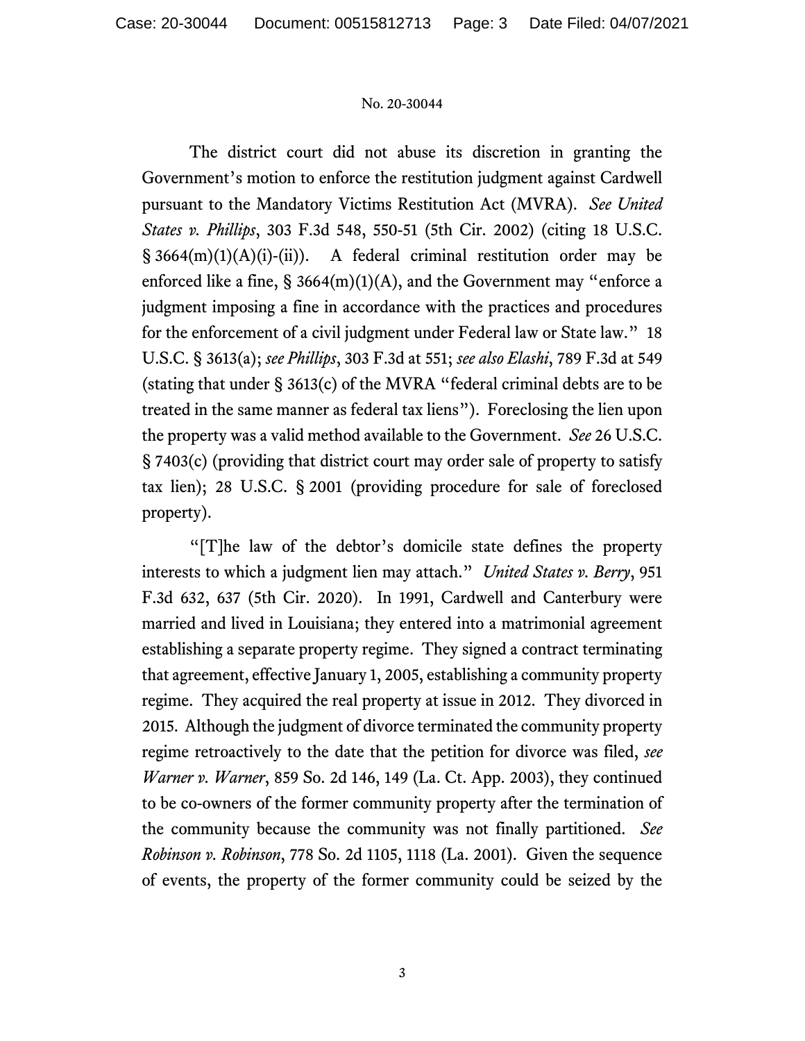The district court did not abuse its discretion in granting the Government's motion to enforce the restitution judgment against Cardwell pursuant to the Mandatory Victims Restitution Act (MVRA). *See United States v. Phillips*, 303 F.3d 548, 550-51 (5th Cir. 2002) (citing 18 U.S.C. § 3664(m)(1)(A)(i)-(ii)). A federal criminal restitution order may be enforced like a fine, § 3664(m)(1)(A), and the Government may "enforce a judgment imposing a fine in accordance with the practices and procedures for the enforcement of a civil judgment under Federal law or State law." 18 U.S.C. § 3613(a); *see Phillips*, 303 F.3d at 551; *see also Elashi*, 789 F.3d at 549 (stating that under § 3613(c) of the MVRA "federal criminal debts are to be treated in the same manner as federal tax liens"). Foreclosing the lien upon the property was a valid method available to the Government. *See* 26 U.S.C. § 7403(c) (providing that district court may order sale of property to satisfy tax lien); 28 U.S.C. § 2001 (providing procedure for sale of foreclosed property).

"[T]he law of the debtor's domicile state defines the property interests to which a judgment lien may attach." *United States v. Berry*, 951 F.3d 632, 637 (5th Cir. 2020). In 1991, Cardwell and Canterbury were married and lived in Louisiana; they entered into a matrimonial agreement establishing a separate property regime. They signed a contract terminating that agreement, effective January 1, 2005, establishing a community property regime. They acquired the real property at issue in 2012. They divorced in 2015. Although the judgment of divorce terminated the community property regime retroactively to the date that the petition for divorce was filed, *see Warner v. Warner*, 859 So. 2d 146, 149 (La. Ct. App. 2003), they continued to be co-owners of the former community property after the termination of the community because the community was not finally partitioned. *See Robinson v. Robinson*, 778 So. 2d 1105, 1118 (La. 2001). Given the sequence of events, the property of the former community could be seized by the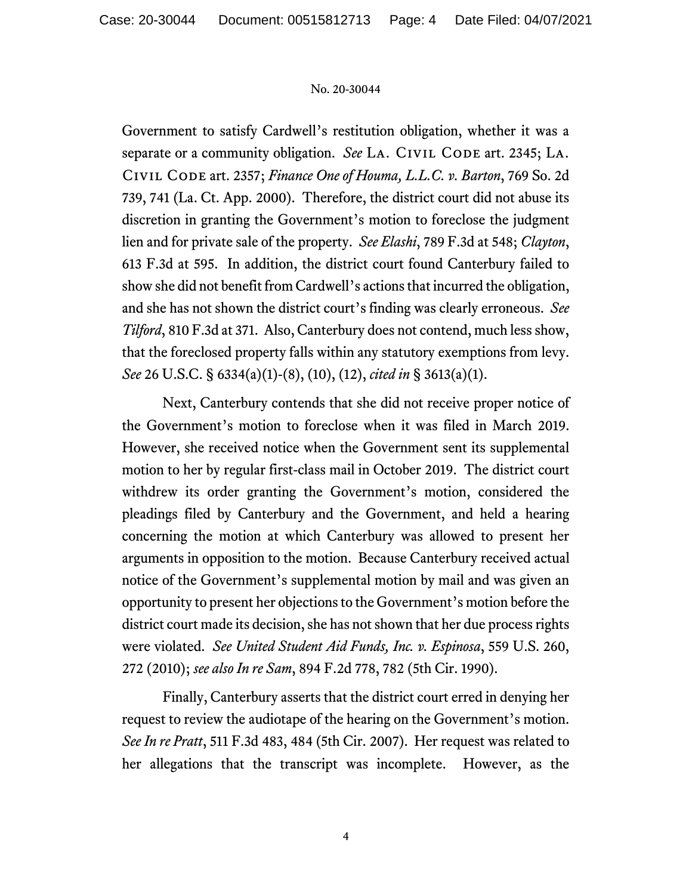Government to satisfy Cardwell's restitution obligation, whether it was a separate or a community obligation. *See* La. Civil Code art. 2345; La. Civil Code art. 2357; *Finance One of Houma, L.L.C. v. Barton*, 769 So. 2d 739, 741 (La. Ct. App. 2000). Therefore, the district court did not abuse its discretion in granting the Government's motion to foreclose the judgment lien and for private sale of the property. *See Elashi*, 789 F.3d at 548; *Clayton*, 613 F.3d at 595. In addition, the district court found Canterbury failed to show she did not benefit from Cardwell's actions that incurred the obligation, and she has not shown the district court's finding was clearly erroneous. *See Tilford*, 810 F.3d at 371. Also, Canterbury does not contend, much less show, that the foreclosed property falls within any statutory exemptions from levy. *See* 26 U.S.C. § 6334(a)(1)-(8), (10), (12), *cited in* § 3613(a)(1).

Next, Canterbury contends that she did not receive proper notice of the Government's motion to foreclose when it was filed in March 2019. However, she received notice when the Government sent its supplemental motion to her by regular first-class mail in October 2019. The district court withdrew its order granting the Government's motion, considered the pleadings filed by Canterbury and the Government, and held a hearing concerning the motion at which Canterbury was allowed to present her arguments in opposition to the motion. Because Canterbury received actual notice of the Government's supplemental motion by mail and was given an opportunity to present her objections to the Government's motion before the district court made its decision, she has not shown that her due process rights were violated. *See United Student Aid Funds, Inc. v. Espinosa*, 559 U.S. 260, 272 (2010); *see also In re Sam*, 894 F.2d 778, 782 (5th Cir. 1990).

Finally, Canterbury asserts that the district court erred in denying her request to review the audiotape of the hearing on the Government's motion. *See In re Pratt*, 511 F.3d 483, 484 (5th Cir. 2007). Her request was related to her allegations that the transcript was incomplete. However, as the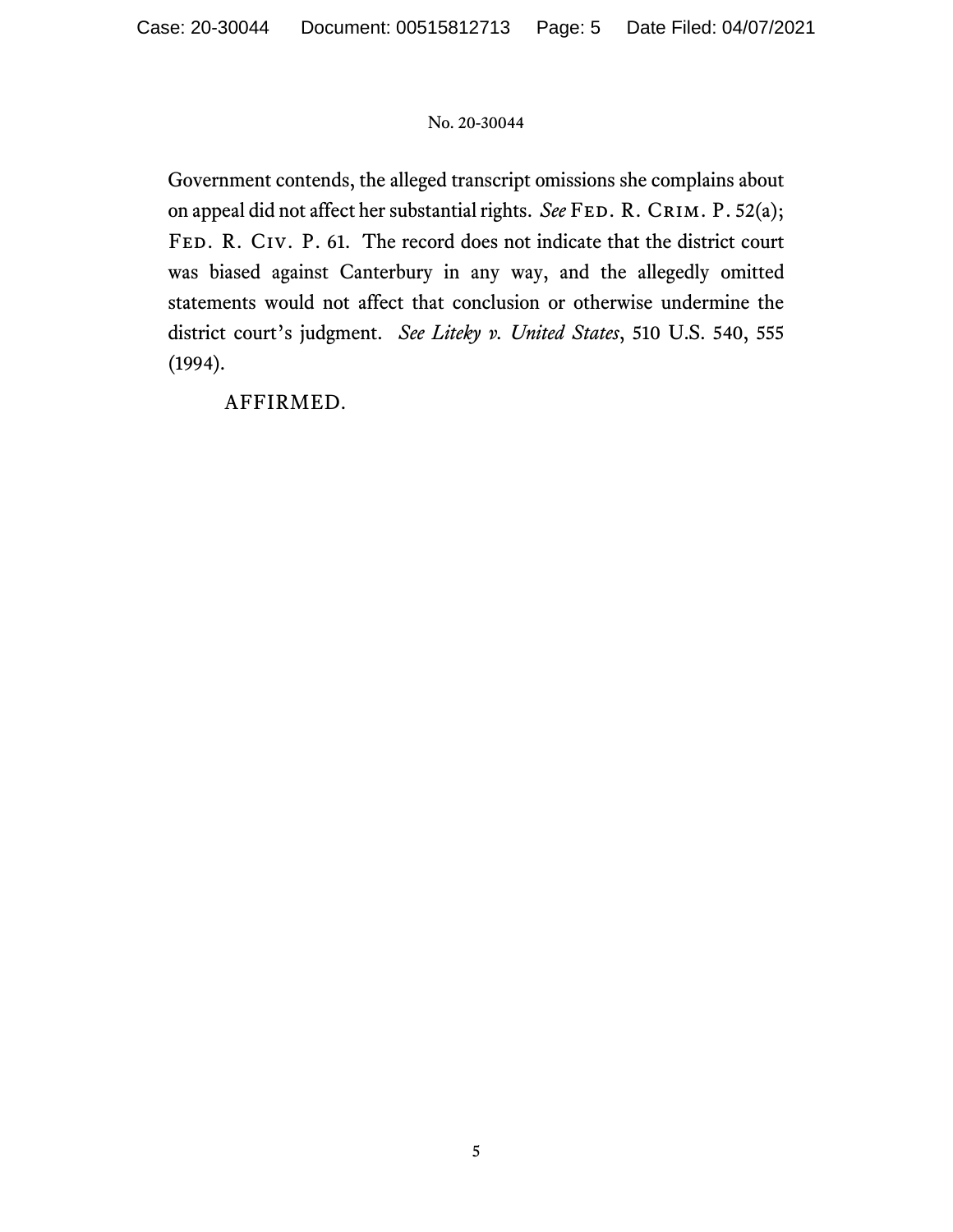Government contends, the alleged transcript omissions she complains about on appeal did not affect her substantial rights. *See* Fed. R. Crim. P. 52(a); Fed. R. Civ. P. 61. The record does not indicate that the district court was biased against Canterbury in any way, and the allegedly omitted statements would not affect that conclusion or otherwise undermine the district court's judgment. *See Liteky v. United States*, 510 U.S. 540, 555 (1994).

AFFIRMED.